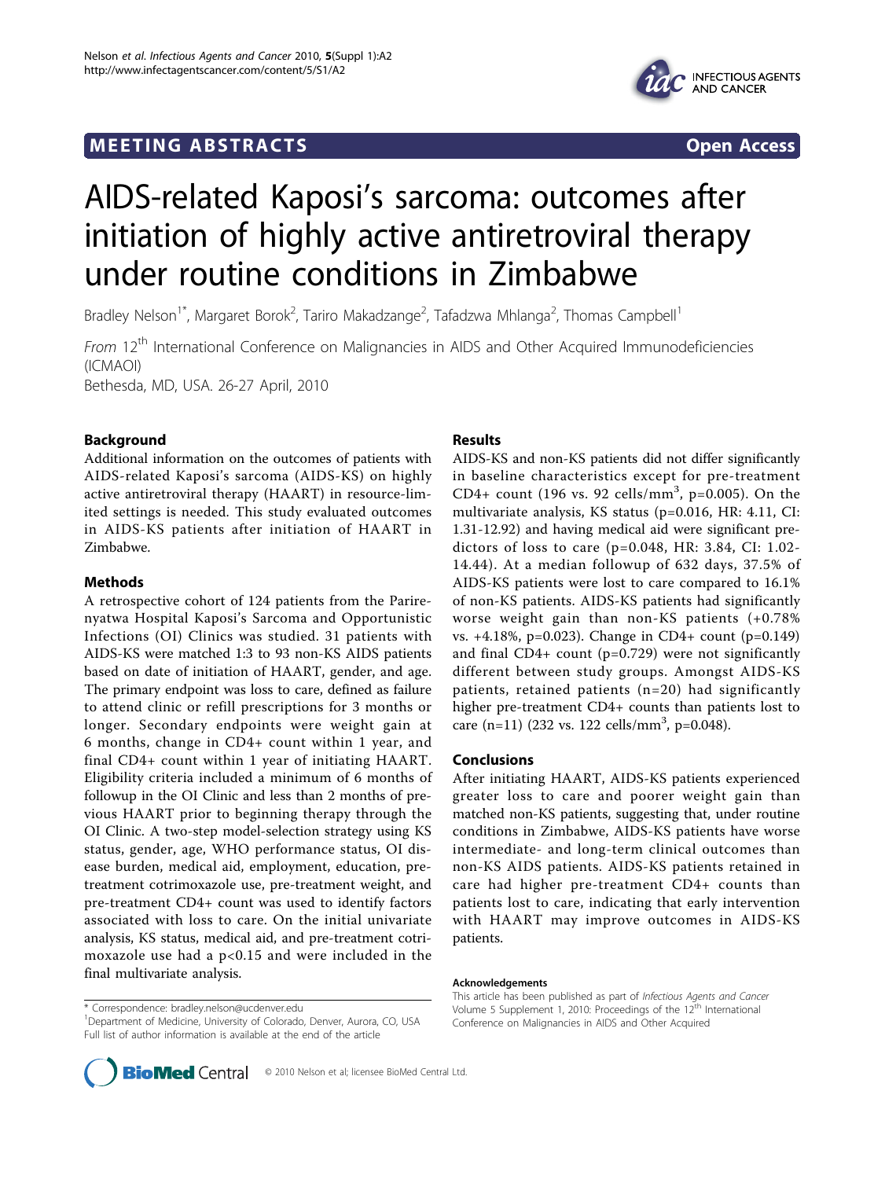MEETING ABSTRACTS Open Access

# AIDS-related Kaposi's sarcoma: outcomes after initiation of highly active antiretroviral therapy under routine conditions in Zimbabwe

Bradley Nelson[1*], Margaret Borok[2], Tariro Makadzange[2], Tafadzwa Mhlanga[2], Thomas Campbell[1]

*From* 12th International Conference on Malignancies in AIDS and Other Acquired Immunodeficiencies (ICMAOI)
Bethesda, MD, USA. 26-27 April, 2010

## Background

Additional information on the outcomes of patients with AIDS-related Kaposi's sarcoma (AIDS-KS) on highly active antiretroviral therapy (HAART) in resource-limited settings is needed. This study evaluated outcomes in AIDS-KS patients after initiation of HAART in Zimbabwe.

## Methods

A retrospective cohort of 124 patients from the Parirenyatwa Hospital Kaposi's Sarcoma and Opportunistic Infections (OI) Clinics was studied. 31 patients with AIDS-KS were matched 1:3 to 93 non-KS AIDS patients based on date of initiation of HAART, gender, and age. The primary endpoint was loss to care, defined as failure to attend clinic or refill prescriptions for 3 months or longer. Secondary endpoints were weight gain at 6 months, change in CD4+ count within 1 year, and final CD4+ count within 1 year of initiating HAART. Eligibility criteria included a minimum of 6 months of followup in the OI Clinic and less than 2 months of previous HAART prior to beginning therapy through the OI Clinic. A two-step model-selection strategy using KS status, gender, age, WHO performance status, OI disease burden, medical aid, employment, education, pre-treatment cotrimoxazole use, pre-treatment weight, and pre-treatment CD4+ count was used to identify factors associated with loss to care. On the initial univariate analysis, KS status, medical aid, and pre-treatment cotrimoxazole use had a $p<0.15$ and were included in the final multivariate analysis.

## Results

AIDS-KS and non-KS patients did not differ significantly in baseline characteristics except for pre-treatment CD4+ count (196 vs. 92 cells/mm$^3$, p=0.005). On the multivariate analysis, KS status (p=0.016, HR: 4.11, CI: 1.31-12.92) and having medical aid were significant predictors of loss to care (p=0.048, HR: 3.84, CI: 1.02-14.44). At a median followup of 632 days, 37.5% of AIDS-KS patients were lost to care compared to 16.1% of non-KS patients. AIDS-KS patients had significantly worse weight gain than non-KS patients (+0.78% vs. +4.18%, p=0.023). Change in CD4+ count (p=0.149) and final CD4+ count (p=0.729) were not significantly different between study groups. Amongst AIDS-KS patients, retained patients (n=20) had significantly higher pre-treatment CD4+ counts than patients lost to care (n=11) (232 vs. 122 cells/mm$^3$, p=0.048).

## Conclusions

After initiating HAART, AIDS-KS patients experienced greater loss to care and poorer weight gain than matched non-KS patients, suggesting that, under routine conditions in Zimbabwe, AIDS-KS patients have worse intermediate- and long-term clinical outcomes than non-KS AIDS patients. AIDS-KS patients retained in care had higher pre-treatment CD4+ counts than patients lost to care, indicating that early intervention with HAART may improve outcomes in AIDS-KS patients.

#### Acknowledgements

This article has been published as part of *Infectious Agents and Cancer* Volume 5 Supplement 1, 2010: Proceedings of the 12th International Conference on Malignancies in AIDS and Other Acquired

\* Correspondence: bradley.nelson@ucdenver.edu
[1]Department of Medicine, University of Colorado, Denver, Aurora, CO, USA
Full list of author information is available at the end of the article

© 2010 Nelson et al; licensee BioMed Central Ltd.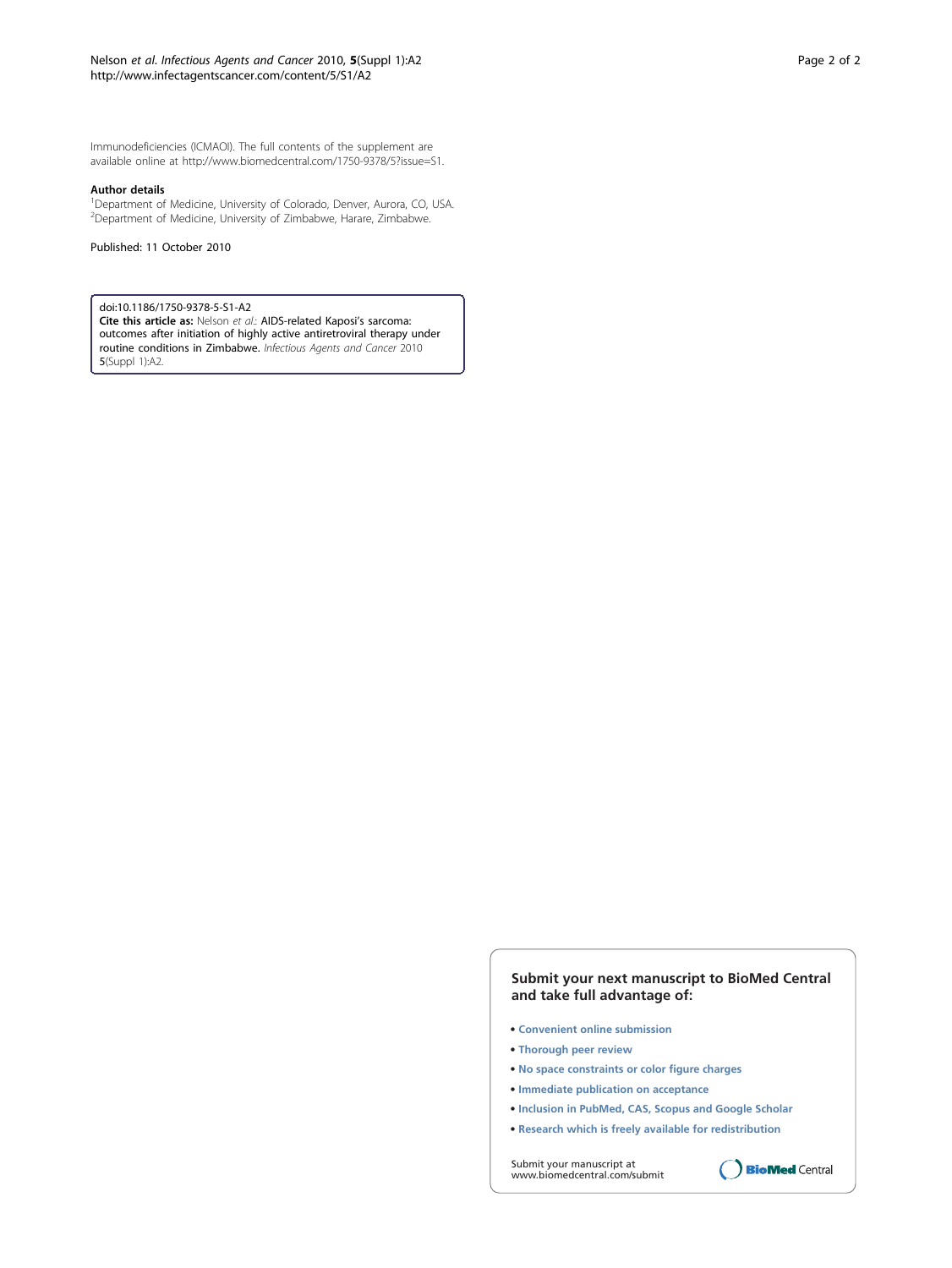Immunodeficiencies (ICMAOI). The full contents of the supplement are available online at http://www.biomedcentral.com/1750-9378/5?issue=S1.

**Author details**

[1]Department of Medicine, University of Colorado, Denver, Aurora, CO, USA.
[2]Department of Medicine, University of Zimbabwe, Harare, Zimbabwe.

Published: 11 October 2010

doi:10.1186/1750-9378-5-S1-A2
**Cite this article as:** Nelson *et al.*: **AIDS-related Kaposi's sarcoma: outcomes after initiation of highly active antiretroviral therapy under routine conditions in Zimbabwe.** *Infectious Agents and Cancer* 2010 **5**(Suppl 1):A2.

**Submit your next manuscript to BioMed Central and take full advantage of:**

- **Convenient online submission**
- **Thorough peer review**
- **No space constraints or color figure charges**
- **Immediate publication on acceptance**
- **Inclusion in PubMed, CAS, Scopus and Google Scholar**
- **Research which is freely available for redistribution**

Submit your manuscript at
www.biomedcentral.com/submit

BioMed Central